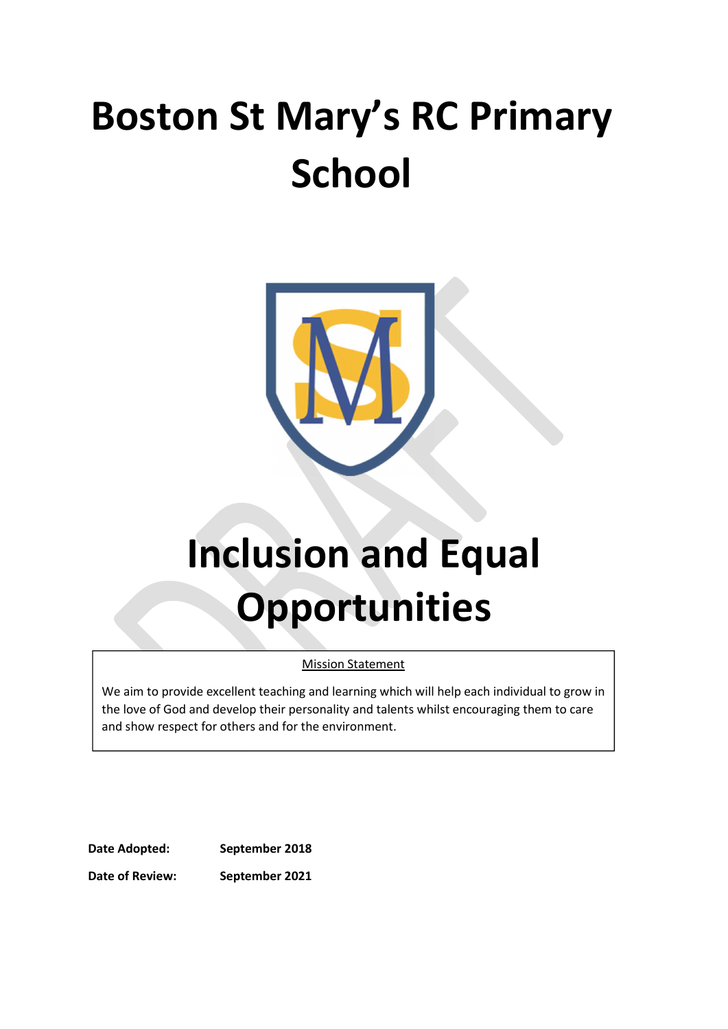# Boston St Mary's RC Primary School

# Inclusion and Equal Opportunities

Mission Statement

We aim to provide excellent teaching and learning which will help each individual to grow in the love of God and develop their personality and talents whilst encouraging them to care and show respect for others and for the environment.

**Date Adopted:** **September 2018**

**Date of Review:** **September 2021**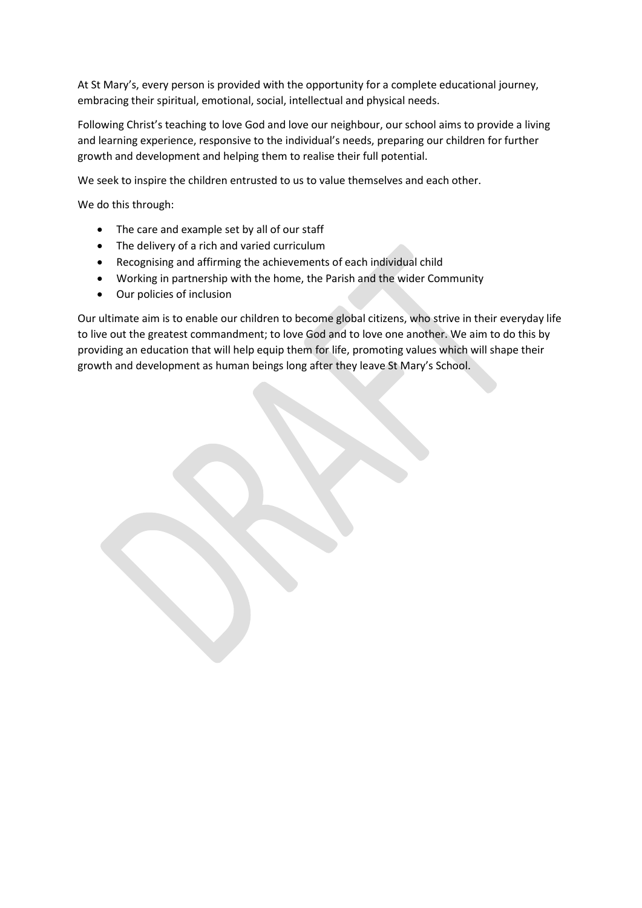At St Mary's, every person is provided with the opportunity for a complete educational journey, embracing their spiritual, emotional, social, intellectual and physical needs.

Following Christ's teaching to love God and love our neighbour, our school aims to provide a living and learning experience, responsive to the individual's needs, preparing our children for further growth and development and helping them to realise their full potential.

We seek to inspire the children entrusted to us to value themselves and each other.

We do this through:

- The care and example set by all of our staff
- The delivery of a rich and varied curriculum
- Recognising and affirming the achievements of each individual child
- Working in partnership with the home, the Parish and the wider Community
- Our policies of inclusion

Our ultimate aim is to enable our children to become global citizens, who strive in their everyday life to live out the greatest commandment; to love God and to love one another. We aim to do this by providing an education that will help equip them for life, promoting values which will shape their growth and development as human beings long after they leave St Mary's School.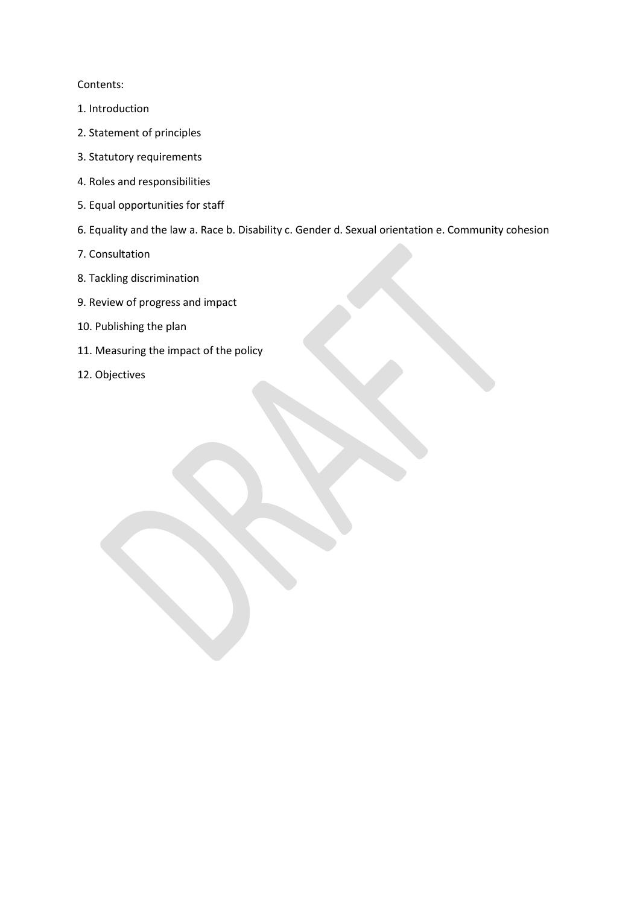Contents:

1. Introduction
2. Statement of principles
3. Statutory requirements
4. Roles and responsibilities
5. Equal opportunities for staff
6. Equality and the law a. Race b. Disability c. Gender d. Sexual orientation e. Community cohesion
7. Consultation
8. Tackling discrimination
9. Review of progress and impact
10. Publishing the plan
11. Measuring the impact of the policy
12. Objectives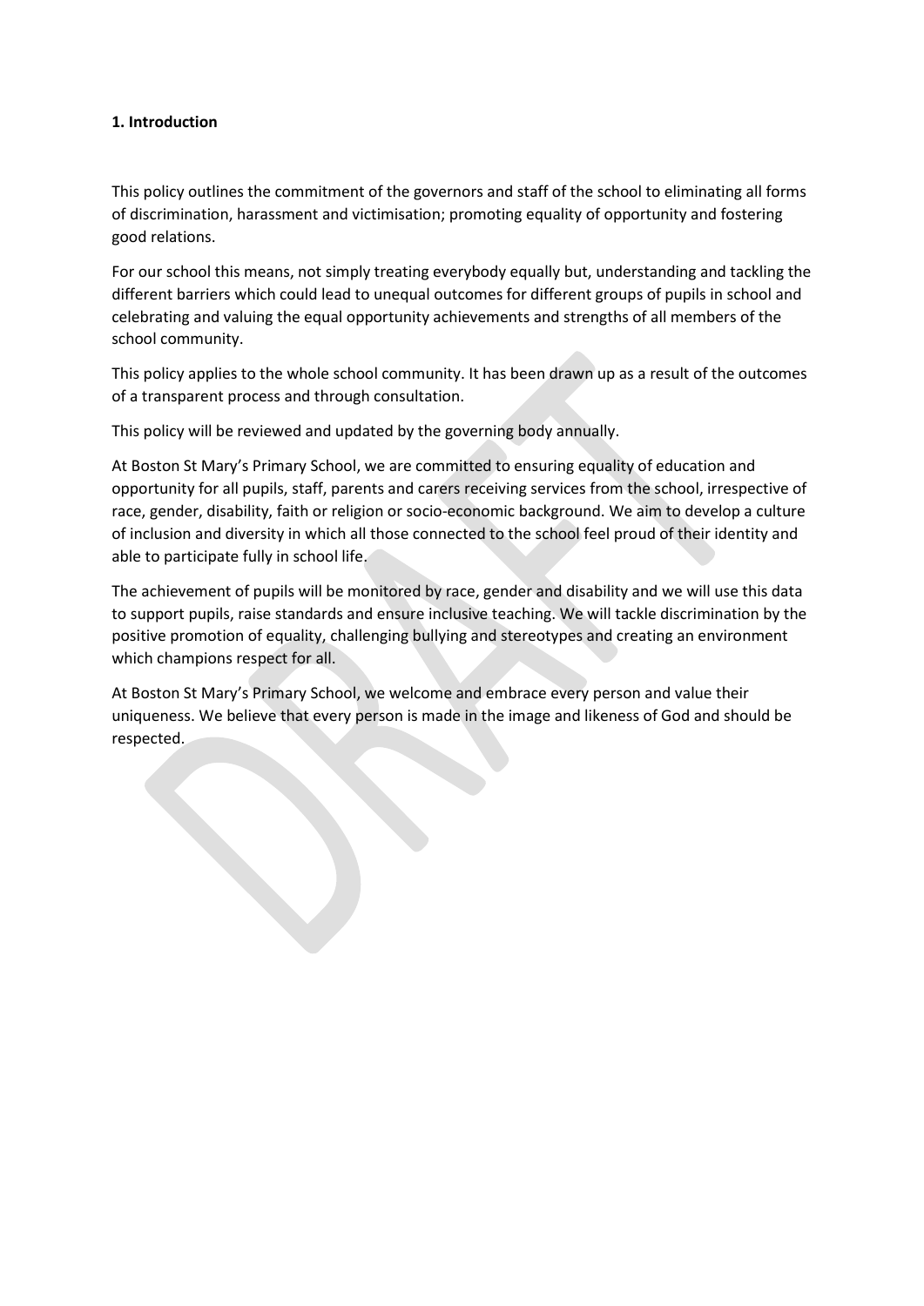**1. Introduction**

This policy outlines the commitment of the governors and staff of the school to eliminating all forms of discrimination, harassment and victimisation; promoting equality of opportunity and fostering good relations.

For our school this means, not simply treating everybody equally but, understanding and tackling the different barriers which could lead to unequal outcomes for different groups of pupils in school and celebrating and valuing the equal opportunity achievements and strengths of all members of the school community.

This policy applies to the whole school community. It has been drawn up as a result of the outcomes of a transparent process and through consultation.

This policy will be reviewed and updated by the governing body annually.

At Boston St Mary's Primary School, we are committed to ensuring equality of education and opportunity for all pupils, staff, parents and carers receiving services from the school, irrespective of race, gender, disability, faith or religion or socio-economic background. We aim to develop a culture of inclusion and diversity in which all those connected to the school feel proud of their identity and able to participate fully in school life.

The achievement of pupils will be monitored by race, gender and disability and we will use this data to support pupils, raise standards and ensure inclusive teaching. We will tackle discrimination by the positive promotion of equality, challenging bullying and stereotypes and creating an environment which champions respect for all.

At Boston St Mary's Primary School, we welcome and embrace every person and value their uniqueness. We believe that every person is made in the image and likeness of God and should be respected.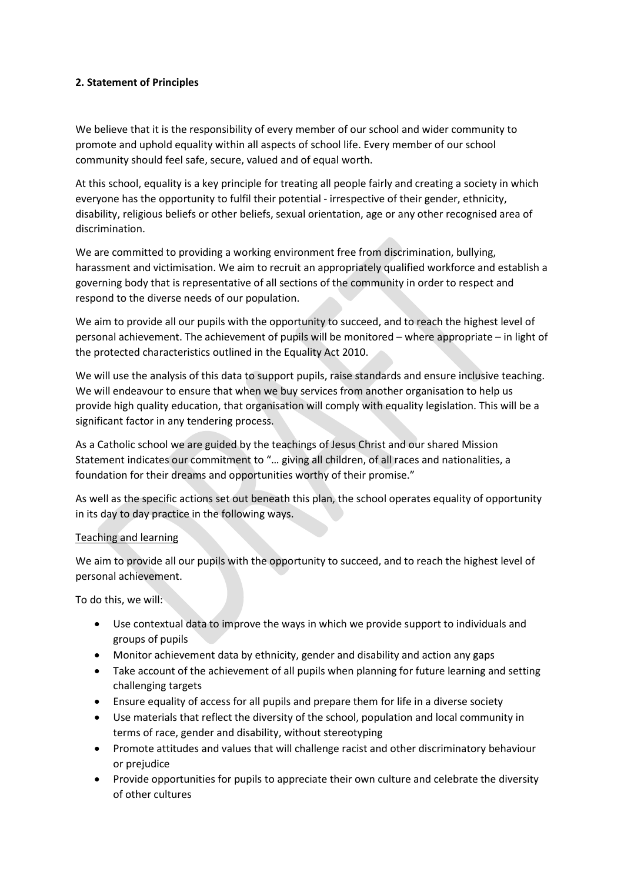**2. Statement of Principles**

We believe that it is the responsibility of every member of our school and wider community to promote and uphold equality within all aspects of school life. Every member of our school community should feel safe, secure, valued and of equal worth.

At this school, equality is a key principle for treating all people fairly and creating a society in which everyone has the opportunity to fulfil their potential - irrespective of their gender, ethnicity, disability, religious beliefs or other beliefs, sexual orientation, age or any other recognised area of discrimination.

We are committed to providing a working environment free from discrimination, bullying, harassment and victimisation. We aim to recruit an appropriately qualified workforce and establish a governing body that is representative of all sections of the community in order to respect and respond to the diverse needs of our population.

We aim to provide all our pupils with the opportunity to succeed, and to reach the highest level of personal achievement. The achievement of pupils will be monitored – where appropriate – in light of the protected characteristics outlined in the Equality Act 2010.

We will use the analysis of this data to support pupils, raise standards and ensure inclusive teaching. We will endeavour to ensure that when we buy services from another organisation to help us provide high quality education, that organisation will comply with equality legislation. This will be a significant factor in any tendering process.

As a Catholic school we are guided by the teachings of Jesus Christ and our shared Mission Statement indicates our commitment to "… giving all children, of all races and nationalities, a foundation for their dreams and opportunities worthy of their promise."

As well as the specific actions set out beneath this plan, the school operates equality of opportunity in its day to day practice in the following ways.

Teaching and learning

We aim to provide all our pupils with the opportunity to succeed, and to reach the highest level of personal achievement.

To do this, we will:

- Use contextual data to improve the ways in which we provide support to individuals and groups of pupils
- Monitor achievement data by ethnicity, gender and disability and action any gaps
- Take account of the achievement of all pupils when planning for future learning and setting challenging targets
- Ensure equality of access for all pupils and prepare them for life in a diverse society
- Use materials that reflect the diversity of the school, population and local community in terms of race, gender and disability, without stereotyping
- Promote attitudes and values that will challenge racist and other discriminatory behaviour or prejudice
- Provide opportunities for pupils to appreciate their own culture and celebrate the diversity of other cultures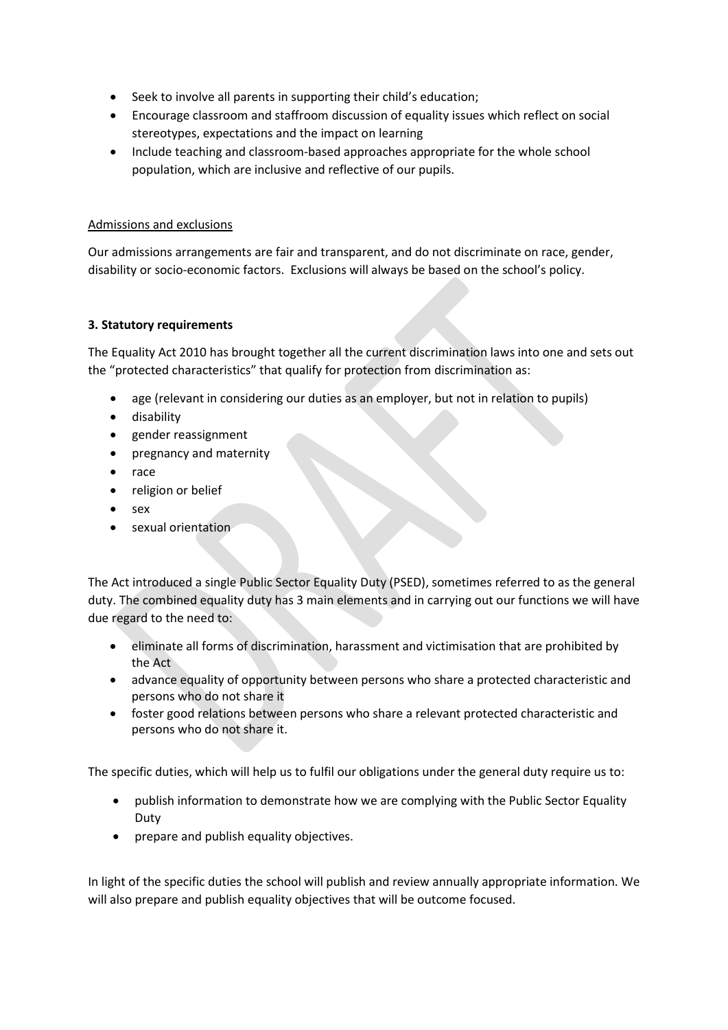- Seek to involve all parents in supporting their child's education;
- Encourage classroom and staffroom discussion of equality issues which reflect on social stereotypes, expectations and the impact on learning
- Include teaching and classroom-based approaches appropriate for the whole school population, which are inclusive and reflective of our pupils.

Admissions and exclusions

Our admissions arrangements are fair and transparent, and do not discriminate on race, gender, disability or socio-economic factors. Exclusions will always be based on the school's policy.

**3. Statutory requirements**

The Equality Act 2010 has brought together all the current discrimination laws into one and sets out the "protected characteristics" that qualify for protection from discrimination as:

- age (relevant in considering our duties as an employer, but not in relation to pupils)
- disability
- gender reassignment
- pregnancy and maternity
- race
- religion or belief
- sex
- sexual orientation

The Act introduced a single Public Sector Equality Duty (PSED), sometimes referred to as the general duty. The combined equality duty has 3 main elements and in carrying out our functions we will have due regard to the need to:

- eliminate all forms of discrimination, harassment and victimisation that are prohibited by the Act
- advance equality of opportunity between persons who share a protected characteristic and persons who do not share it
- foster good relations between persons who share a relevant protected characteristic and persons who do not share it.

The specific duties, which will help us to fulfil our obligations under the general duty require us to:

- publish information to demonstrate how we are complying with the Public Sector Equality Duty
- prepare and publish equality objectives.

In light of the specific duties the school will publish and review annually appropriate information. We will also prepare and publish equality objectives that will be outcome focused.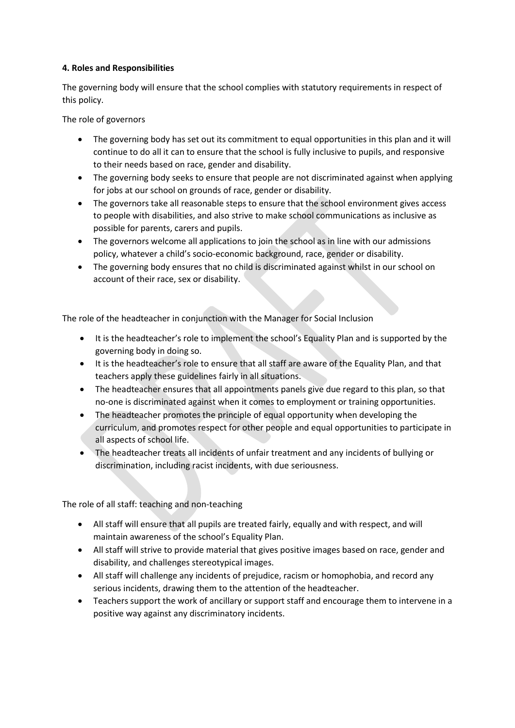**4. Roles and Responsibilities**

The governing body will ensure that the school complies with statutory requirements in respect of this policy.

The role of governors

- The governing body has set out its commitment to equal opportunities in this plan and it will continue to do all it can to ensure that the school is fully inclusive to pupils, and responsive to their needs based on race, gender and disability.
- The governing body seeks to ensure that people are not discriminated against when applying for jobs at our school on grounds of race, gender or disability.
- The governors take all reasonable steps to ensure that the school environment gives access to people with disabilities, and also strive to make school communications as inclusive as possible for parents, carers and pupils.
- The governors welcome all applications to join the school as in line with our admissions policy, whatever a child's socio-economic background, race, gender or disability.
- The governing body ensures that no child is discriminated against whilst in our school on account of their race, sex or disability.

The role of the headteacher in conjunction with the Manager for Social Inclusion

- It is the headteacher's role to implement the school's Equality Plan and is supported by the governing body in doing so.
- It is the headteacher's role to ensure that all staff are aware of the Equality Plan, and that teachers apply these guidelines fairly in all situations.
- The headteacher ensures that all appointments panels give due regard to this plan, so that no-one is discriminated against when it comes to employment or training opportunities.
- The headteacher promotes the principle of equal opportunity when developing the curriculum, and promotes respect for other people and equal opportunities to participate in all aspects of school life.
- The headteacher treats all incidents of unfair treatment and any incidents of bullying or discrimination, including racist incidents, with due seriousness.

The role of all staff: teaching and non-teaching

- All staff will ensure that all pupils are treated fairly, equally and with respect, and will maintain awareness of the school's Equality Plan.
- All staff will strive to provide material that gives positive images based on race, gender and disability, and challenges stereotypical images.
- All staff will challenge any incidents of prejudice, racism or homophobia, and record any serious incidents, drawing them to the attention of the headteacher.
- Teachers support the work of ancillary or support staff and encourage them to intervene in a positive way against any discriminatory incidents.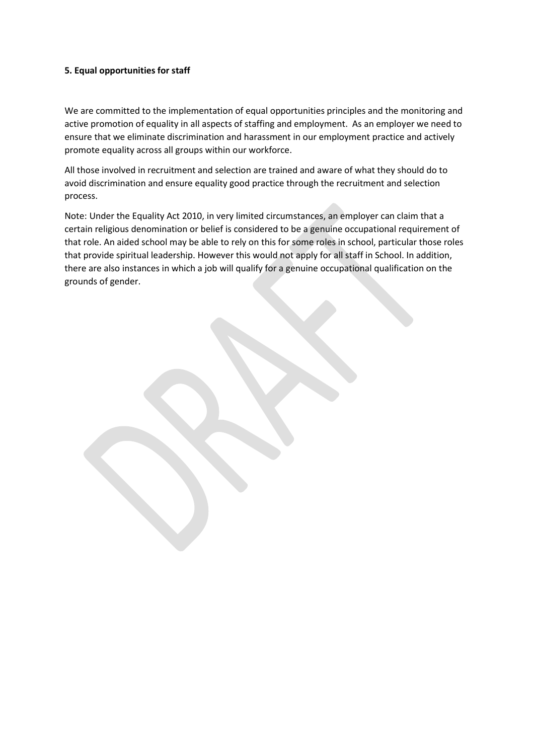**5. Equal opportunities for staff**

We are committed to the implementation of equal opportunities principles and the monitoring and active promotion of equality in all aspects of staffing and employment. As an employer we need to ensure that we eliminate discrimination and harassment in our employment practice and actively promote equality across all groups within our workforce.

All those involved in recruitment and selection are trained and aware of what they should do to avoid discrimination and ensure equality good practice through the recruitment and selection process.

Note: Under the Equality Act 2010, in very limited circumstances, an employer can claim that a certain religious denomination or belief is considered to be a genuine occupational requirement of that role. An aided school may be able to rely on this for some roles in school, particular those roles that provide spiritual leadership. However this would not apply for all staff in School. In addition, there are also instances in which a job will qualify for a genuine occupational qualification on the grounds of gender.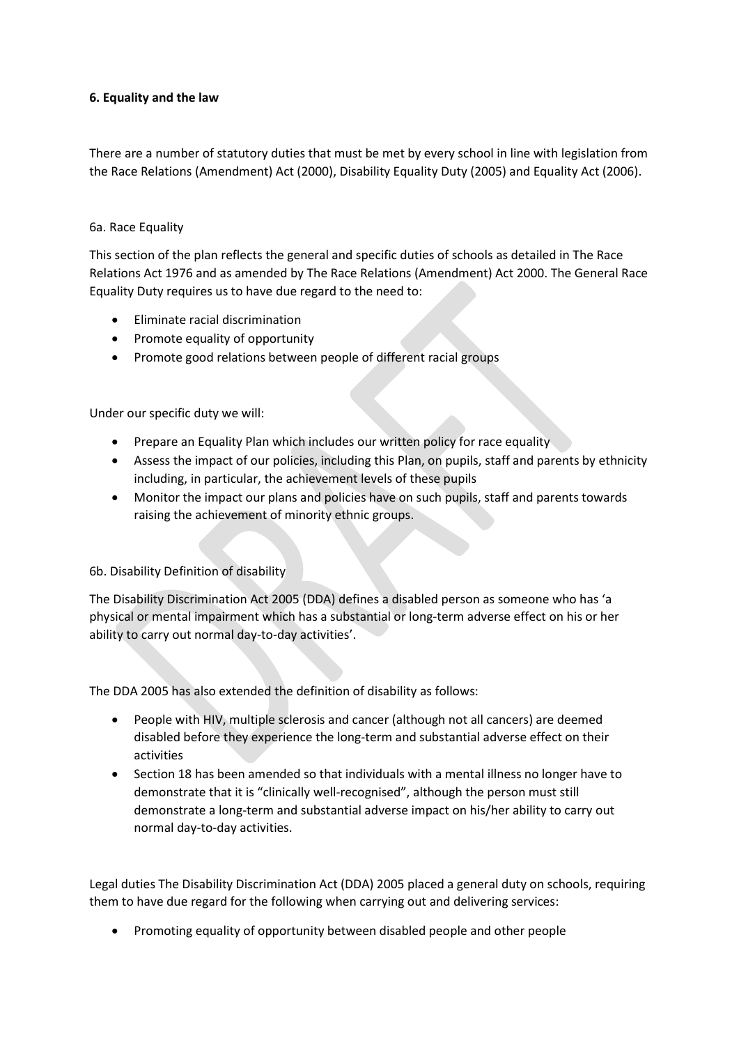**6. Equality and the law**

There are a number of statutory duties that must be met by every school in line with legislation from the Race Relations (Amendment) Act (2000), Disability Equality Duty (2005) and Equality Act (2006).

6a. Race Equality

This section of the plan reflects the general and specific duties of schools as detailed in The Race Relations Act 1976 and as amended by The Race Relations (Amendment) Act 2000. The General Race Equality Duty requires us to have due regard to the need to:

- Eliminate racial discrimination
- Promote equality of opportunity
- Promote good relations between people of different racial groups

Under our specific duty we will:

- Prepare an Equality Plan which includes our written policy for race equality
- Assess the impact of our policies, including this Plan, on pupils, staff and parents by ethnicity including, in particular, the achievement levels of these pupils
- Monitor the impact our plans and policies have on such pupils, staff and parents towards raising the achievement of minority ethnic groups.

6b. Disability Definition of disability

The Disability Discrimination Act 2005 (DDA) defines a disabled person as someone who has 'a physical or mental impairment which has a substantial or long-term adverse effect on his or her ability to carry out normal day-to-day activities'.

The DDA 2005 has also extended the definition of disability as follows:

- People with HIV, multiple sclerosis and cancer (although not all cancers) are deemed disabled before they experience the long-term and substantial adverse effect on their activities
- Section 18 has been amended so that individuals with a mental illness no longer have to demonstrate that it is "clinically well-recognised", although the person must still demonstrate a long-term and substantial adverse impact on his/her ability to carry out normal day-to-day activities.

Legal duties The Disability Discrimination Act (DDA) 2005 placed a general duty on schools, requiring them to have due regard for the following when carrying out and delivering services:

- Promoting equality of opportunity between disabled people and other people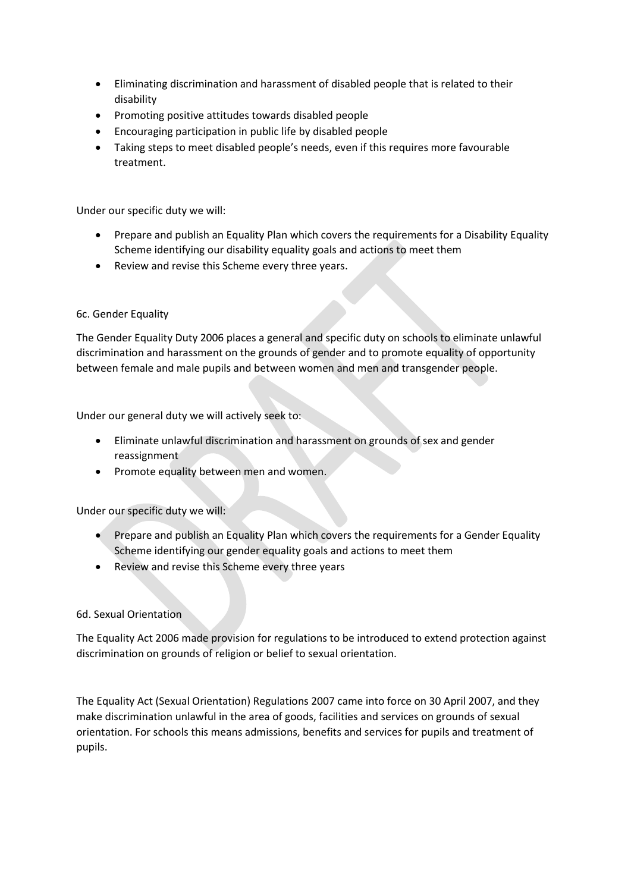- Eliminating discrimination and harassment of disabled people that is related to their disability
- Promoting positive attitudes towards disabled people
- Encouraging participation in public life by disabled people
- Taking steps to meet disabled people's needs, even if this requires more favourable treatment.

Under our specific duty we will:

- Prepare and publish an Equality Plan which covers the requirements for a Disability Equality Scheme identifying our disability equality goals and actions to meet them
- Review and revise this Scheme every three years.

6c. Gender Equality

The Gender Equality Duty 2006 places a general and specific duty on schools to eliminate unlawful discrimination and harassment on the grounds of gender and to promote equality of opportunity between female and male pupils and between women and men and transgender people.

Under our general duty we will actively seek to:

- Eliminate unlawful discrimination and harassment on grounds of sex and gender reassignment
- Promote equality between men and women.

Under our specific duty we will:

- Prepare and publish an Equality Plan which covers the requirements for a Gender Equality Scheme identifying our gender equality goals and actions to meet them
- Review and revise this Scheme every three years

6d. Sexual Orientation

The Equality Act 2006 made provision for regulations to be introduced to extend protection against discrimination on grounds of religion or belief to sexual orientation.

The Equality Act (Sexual Orientation) Regulations 2007 came into force on 30 April 2007, and they make discrimination unlawful in the area of goods, facilities and services on grounds of sexual orientation. For schools this means admissions, benefits and services for pupils and treatment of pupils.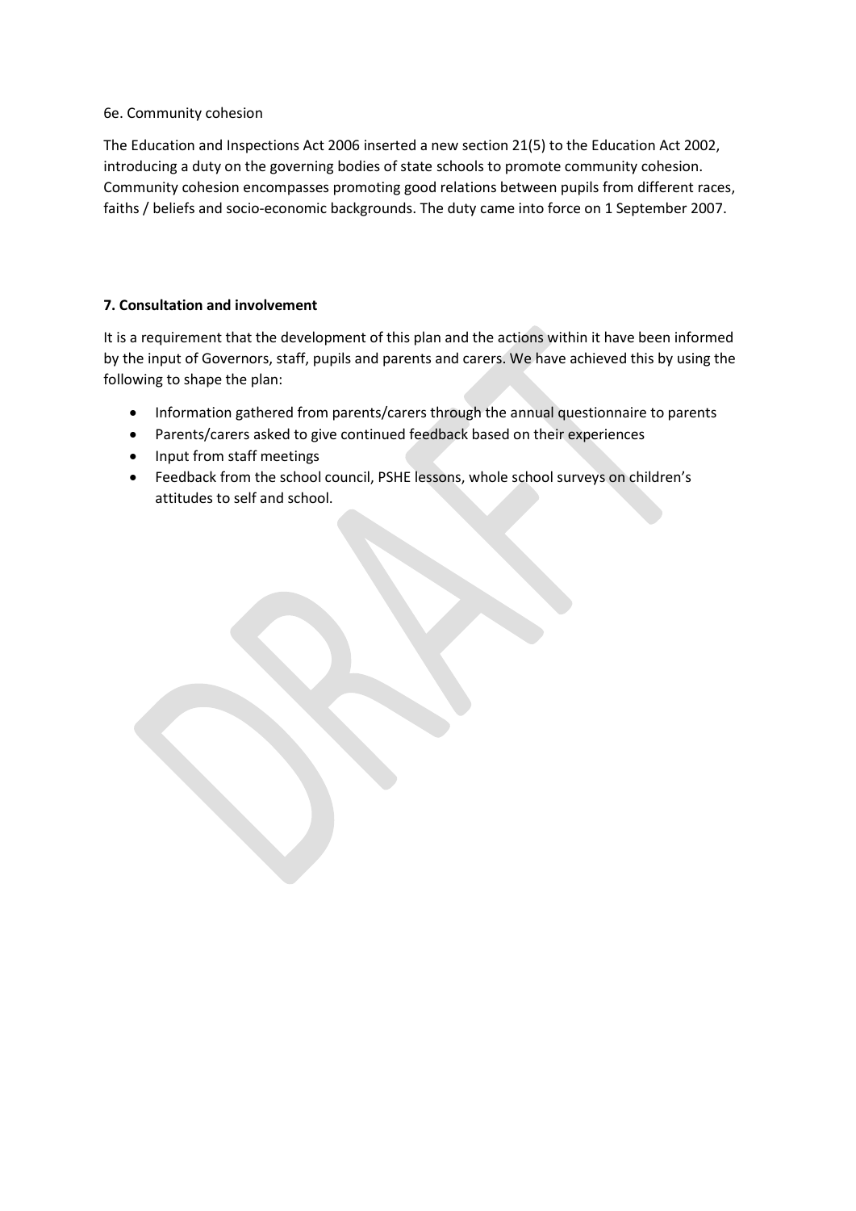6e. Community cohesion

The Education and Inspections Act 2006 inserted a new section 21(5) to the Education Act 2002, introducing a duty on the governing bodies of state schools to promote community cohesion. Community cohesion encompasses promoting good relations between pupils from different races, faiths / beliefs and socio-economic backgrounds. The duty came into force on 1 September 2007.

**7. Consultation and involvement**

It is a requirement that the development of this plan and the actions within it have been informed by the input of Governors, staff, pupils and parents and carers. We have achieved this by using the following to shape the plan:

- Information gathered from parents/carers through the annual questionnaire to parents
- Parents/carers asked to give continued feedback based on their experiences
- Input from staff meetings
- Feedback from the school council, PSHE lessons, whole school surveys on children's attitudes to self and school.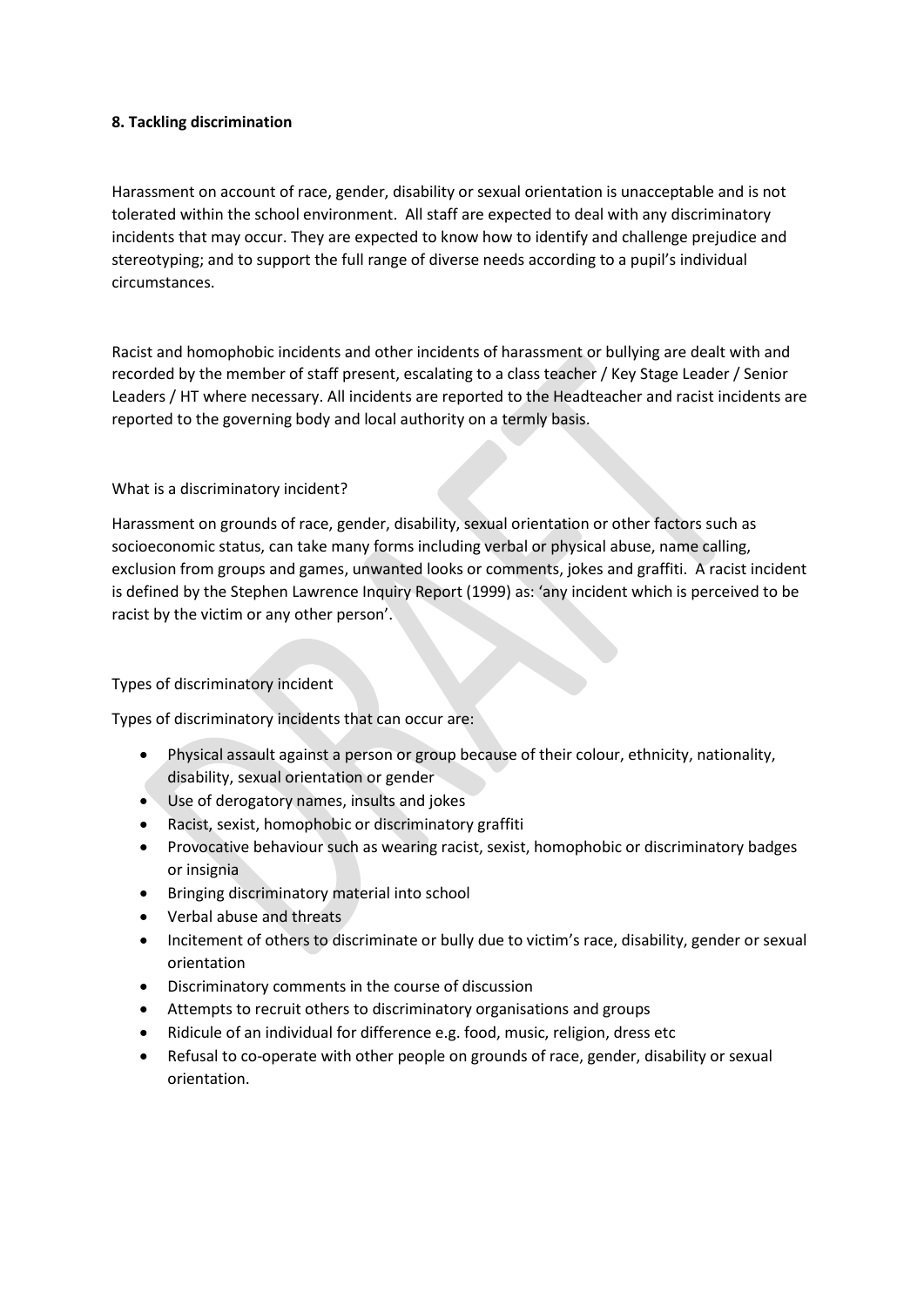**8. Tackling discrimination**

Harassment on account of race, gender, disability or sexual orientation is unacceptable and is not tolerated within the school environment. All staff are expected to deal with any discriminatory incidents that may occur. They are expected to know how to identify and challenge prejudice and stereotyping; and to support the full range of diverse needs according to a pupil's individual circumstances.

Racist and homophobic incidents and other incidents of harassment or bullying are dealt with and recorded by the member of staff present, escalating to a class teacher / Key Stage Leader / Senior Leaders / HT where necessary. All incidents are reported to the Headteacher and racist incidents are reported to the governing body and local authority on a termly basis.

What is a discriminatory incident?

Harassment on grounds of race, gender, disability, sexual orientation or other factors such as socioeconomic status, can take many forms including verbal or physical abuse, name calling, exclusion from groups and games, unwanted looks or comments, jokes and graffiti. A racist incident is defined by the Stephen Lawrence Inquiry Report (1999) as: 'any incident which is perceived to be racist by the victim or any other person'.

Types of discriminatory incident

Types of discriminatory incidents that can occur are:

- Physical assault against a person or group because of their colour, ethnicity, nationality, disability, sexual orientation or gender
- Use of derogatory names, insults and jokes
- Racist, sexist, homophobic or discriminatory graffiti
- Provocative behaviour such as wearing racist, sexist, homophobic or discriminatory badges or insignia
- Bringing discriminatory material into school
- Verbal abuse and threats
- Incitement of others to discriminate or bully due to victim's race, disability, gender or sexual orientation
- Discriminatory comments in the course of discussion
- Attempts to recruit others to discriminatory organisations and groups
- Ridicule of an individual for difference e.g. food, music, religion, dress etc
- Refusal to co-operate with other people on grounds of race, gender, disability or sexual orientation.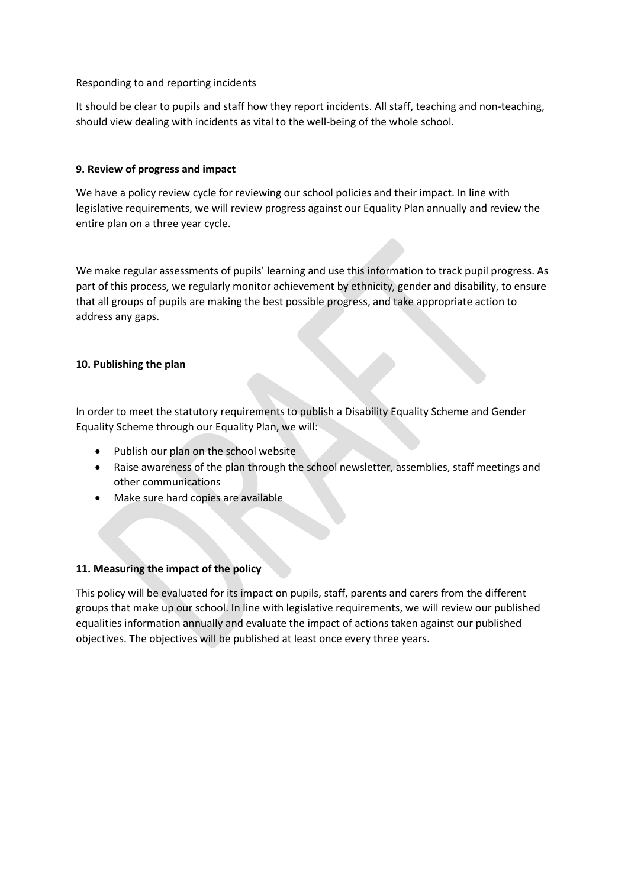Responding to and reporting incidents

It should be clear to pupils and staff how they report incidents. All staff, teaching and non-teaching, should view dealing with incidents as vital to the well-being of the whole school.

## 9. Review of progress and impact

We have a policy review cycle for reviewing our school policies and their impact. In line with legislative requirements, we will review progress against our Equality Plan annually and review the entire plan on a three year cycle.

We make regular assessments of pupils' learning and use this information to track pupil progress. As part of this process, we regularly monitor achievement by ethnicity, gender and disability, to ensure that all groups of pupils are making the best possible progress, and take appropriate action to address any gaps.

## 10. Publishing the plan

In order to meet the statutory requirements to publish a Disability Equality Scheme and Gender Equality Scheme through our Equality Plan, we will:

- Publish our plan on the school website
- Raise awareness of the plan through the school newsletter, assemblies, staff meetings and other communications
- Make sure hard copies are available

## 11. Measuring the impact of the policy

This policy will be evaluated for its impact on pupils, staff, parents and carers from the different groups that make up our school. In line with legislative requirements, we will review our published equalities information annually and evaluate the impact of actions taken against our published objectives. The objectives will be published at least once every three years.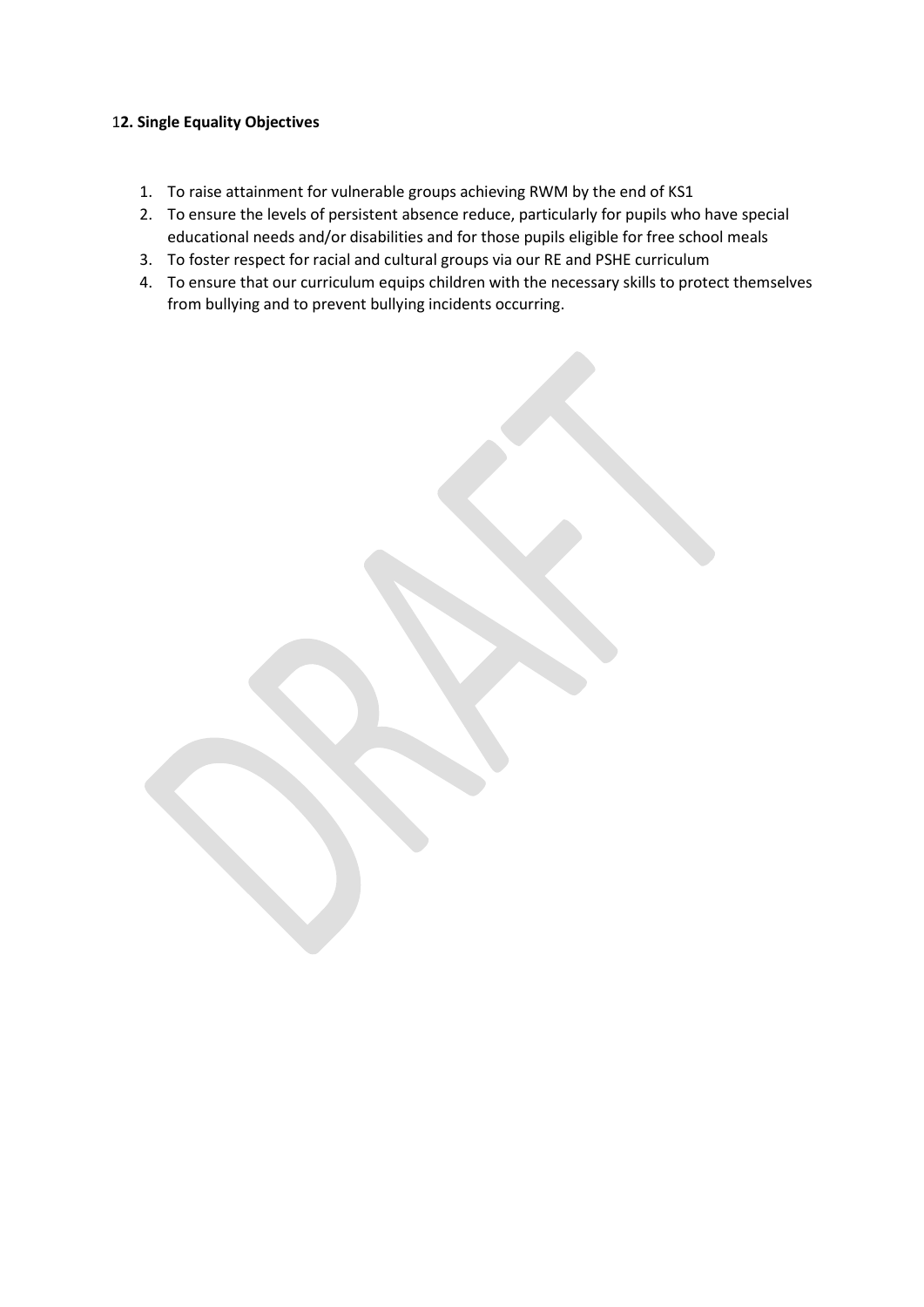**12. Single Equality Objectives**

1. To raise attainment for vulnerable groups achieving RWM by the end of KS1
2. To ensure the levels of persistent absence reduce, particularly for pupils who have special educational needs and/or disabilities and for those pupils eligible for free school meals
3. To foster respect for racial and cultural groups via our RE and PSHE curriculum
4. To ensure that our curriculum equips children with the necessary skills to protect themselves from bullying and to prevent bullying incidents occurring.